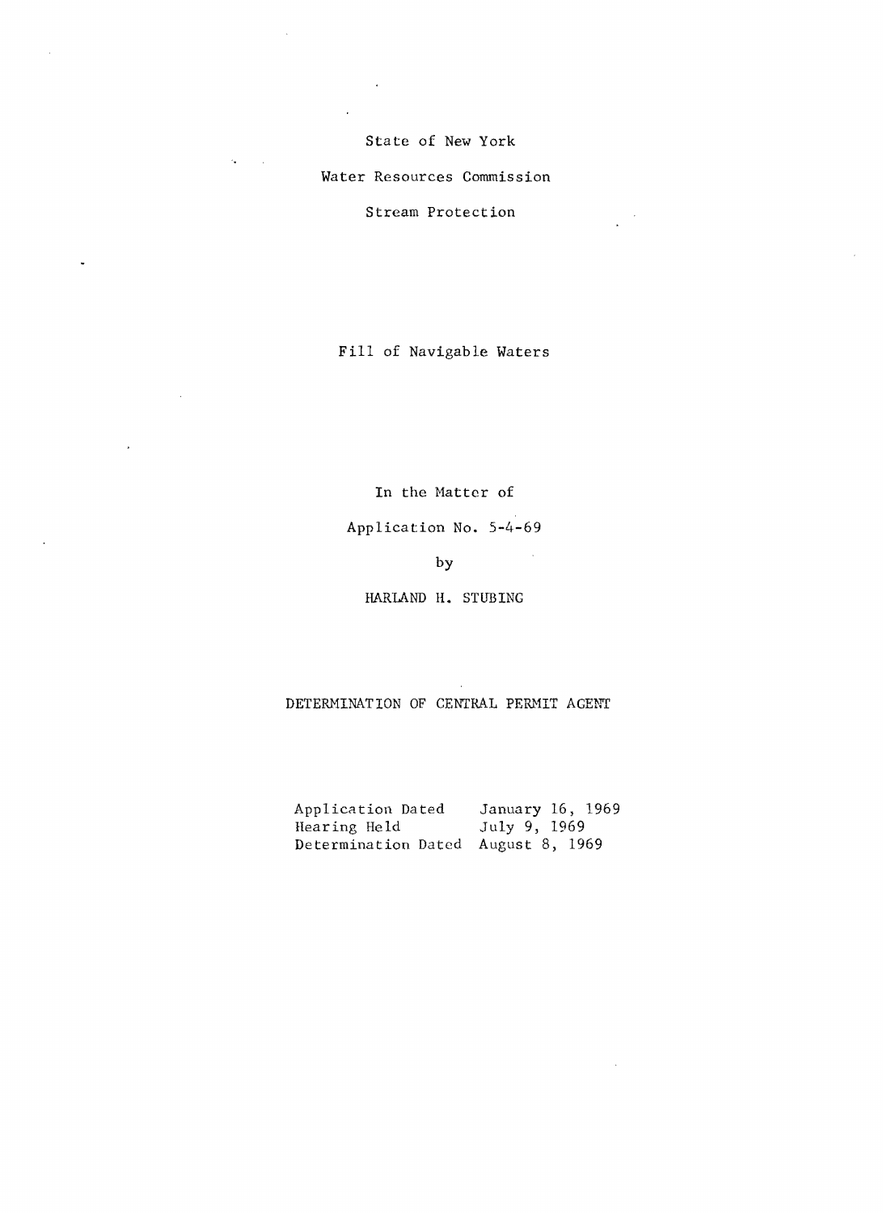State of New York

Water Resources Commission

Stream Protection

Fill of Navigable Waters

In the Matter of

Application No. 5-4-69

by

HARLAND H. STUBING

DETERMINATION OF CENTRAL PERMIT AGENT

| | |
|---|---|
| Application Dated | January 16, 1969 |
| Hearing Held | July 9, 1969 |
| Determination Dated | August 8, 1969 |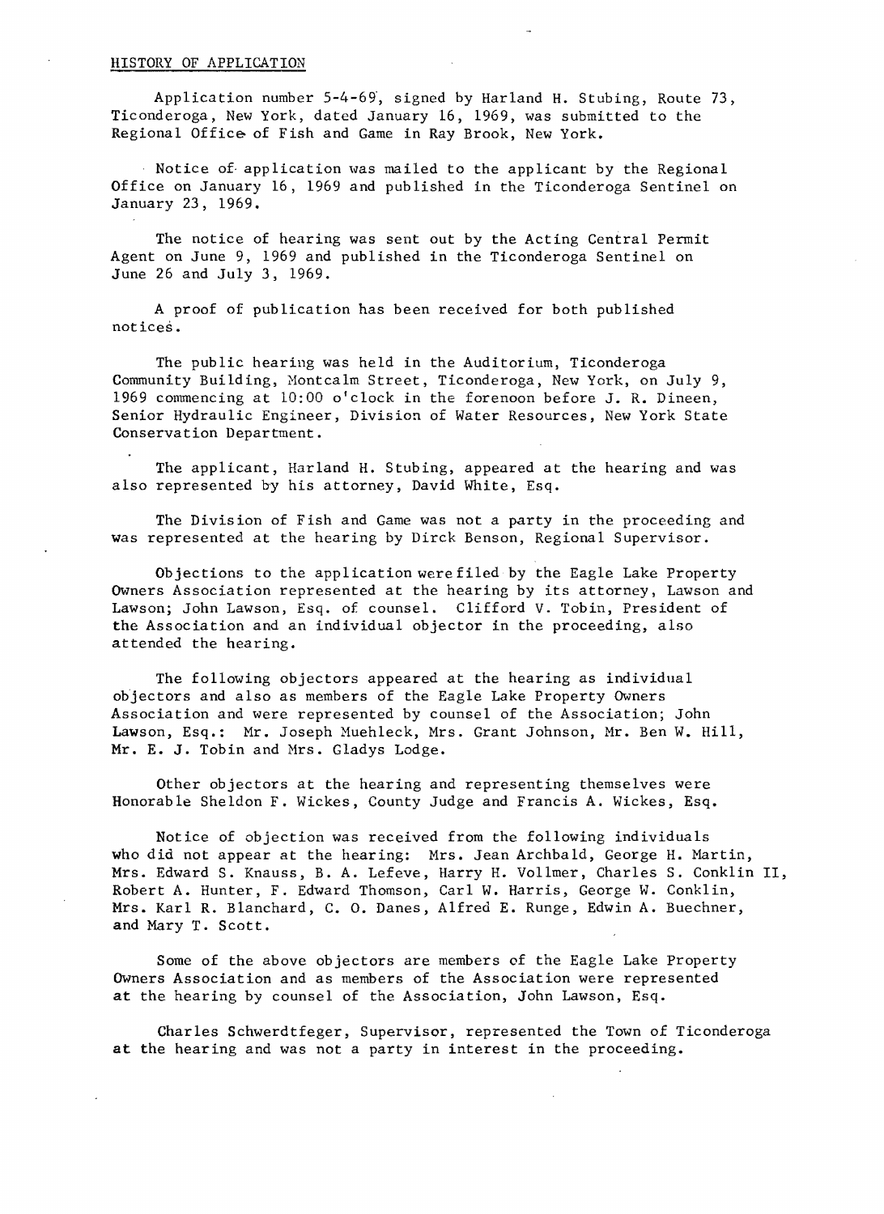HISTORY OF APPLICATION

Application number 5-4-69, signed by Harland H. Stubing, Route 73, Ticonderoga, New York, dated January 16, 1969, was submitted to the Regional Office of Fish and Game in Ray Brook, New York.

Notice of application was mailed to the applicant by the Regional Office on January 16, 1969 and published in the Ticonderoga Sentinel on January 23, 1969.

The notice of hearing was sent out by the Acting Central Permit Agent on June 9, 1969 and published in the Ticonderoga Sentinel on June 26 and July 3, 1969.

A proof of publication has been received for both published notices.

The public hearing was held in the Auditorium, Ticonderoga Community Building, Montcalm Street, Ticonderoga, New York, on July 9, 1969 commencing at 10:00 o'clock in the forenoon before J. R. Dineen, Senior Hydraulic Engineer, Division of Water Resources, New York State Conservation Department.

The applicant, Harland H. Stubing, appeared at the hearing and was also represented by his attorney, David White, Esq.

The Division of Fish and Game was not a party in the proceeding and was represented at the hearing by Dirck Benson, Regional Supervisor.

Objections to the application were filed by the Eagle Lake Property Owners Association represented at the hearing by its attorney, Lawson and Lawson; John Lawson, Esq. of counsel. Clifford V. Tobin, President of the Association and an individual objector in the proceeding, also attended the hearing.

The following objectors appeared at the hearing as individual objectors and also as members of the Eagle Lake Property Owners Association and were represented by counsel of the Association; John Lawson, Esq.: Mr. Joseph Muehleck, Mrs. Grant Johnson, Mr. Ben W. Hill, Mr. E. J. Tobin and Mrs. Gladys Lodge.

Other objectors at the hearing and representing themselves were Honorable Sheldon F. Wickes, County Judge and Francis A. Wickes, Esq.

Notice of objection was received from the following individuals who did not appear at the hearing: Mrs. Jean Archbald, George H. Martin, Mrs. Edward S. Knauss, B. A. Lefeve, Harry H. Vollmer, Charles S. Conklin II, Robert A. Hunter, F. Edward Thomson, Carl W. Harris, George W. Conklin, Mrs. Karl R. Blanchard, C. O. Danes, Alfred E. Runge, Edwin A. Buechner, and Mary T. Scott.

Some of the above objectors are members of the Eagle Lake Property Owners Association and as members of the Association were represented at the hearing by counsel of the Association, John Lawson, Esq.

Charles Schwerdtfeger, Supervisor, represented the Town of Ticonderoga at the hearing and was not a party in interest in the proceeding.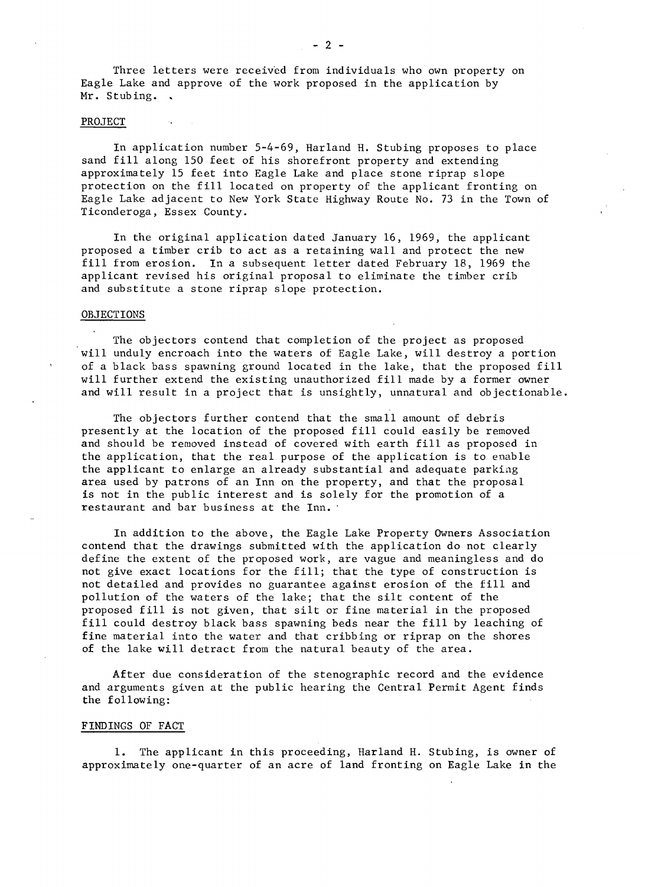Three letters were received from individuals who own property on Eagle Lake and approve of the work proposed in the application by Mr. Stubing.

## PROJECT

In application number 5-4-69, Harland H. Stubing proposes to place sand fill along 150 feet of his shorefront property and extending approximately 15 feet into Eagle Lake and place stone riprap slope protection on the fill located on property of the applicant fronting on Eagle Lake adjacent to New York State Highway Route No. 73 in the Town of Ticonderoga, Essex County.

In the original application dated January 16, 1969, the applicant proposed a timber crib to act as a retaining wall and protect the new fill from erosion. In a subsequent letter dated February 18, 1969 the applicant revised his original proposal to eliminate the timber crib and substitute a stone riprap slope protection.

## OBJECTIONS

The objectors contend that completion of the project as proposed will unduly encroach into the waters of Eagle Lake, will destroy a portion of a black bass spawning ground located in the lake, that the proposed fill will further extend the existing unauthorized fill made by a former owner and will result in a project that is unsightly, unnatural and objectionable.

The objectors further contend that the small amount of debris presently at the location of the proposed fill could easily be removed and should be removed instead of covered with earth fill as proposed in the application, that the real purpose of the application is to enable the applicant to enlarge an already substantial and adequate parking area used by patrons of an Inn on the property, and that the proposal is not in the public interest and is solely for the promotion of a restaurant and bar business at the Inn.

In addition to the above, the Eagle Lake Property Owners Association contend that the drawings submitted with the application do not clearly define the extent of the proposed work, are vague and meaningless and do not give exact locations for the fill; that the type of construction is not detailed and provides no guarantee against erosion of the fill and pollution of the waters of the lake; that the silt content of the proposed fill is not given, that silt or fine material in the proposed fill could destroy black bass spawning beds near the fill by leaching of fine material into the water and that cribbing or riprap on the shores of the lake will detract from the natural beauty of the area.

After due consideration of the stenographic record and the evidence and arguments given at the public hearing the Central Permit Agent finds the following:

## FINDINGS OF FACT

1. The applicant in this proceeding, Harland H. Stubing, is owner of approximately one-quarter of an acre of land fronting on Eagle Lake in the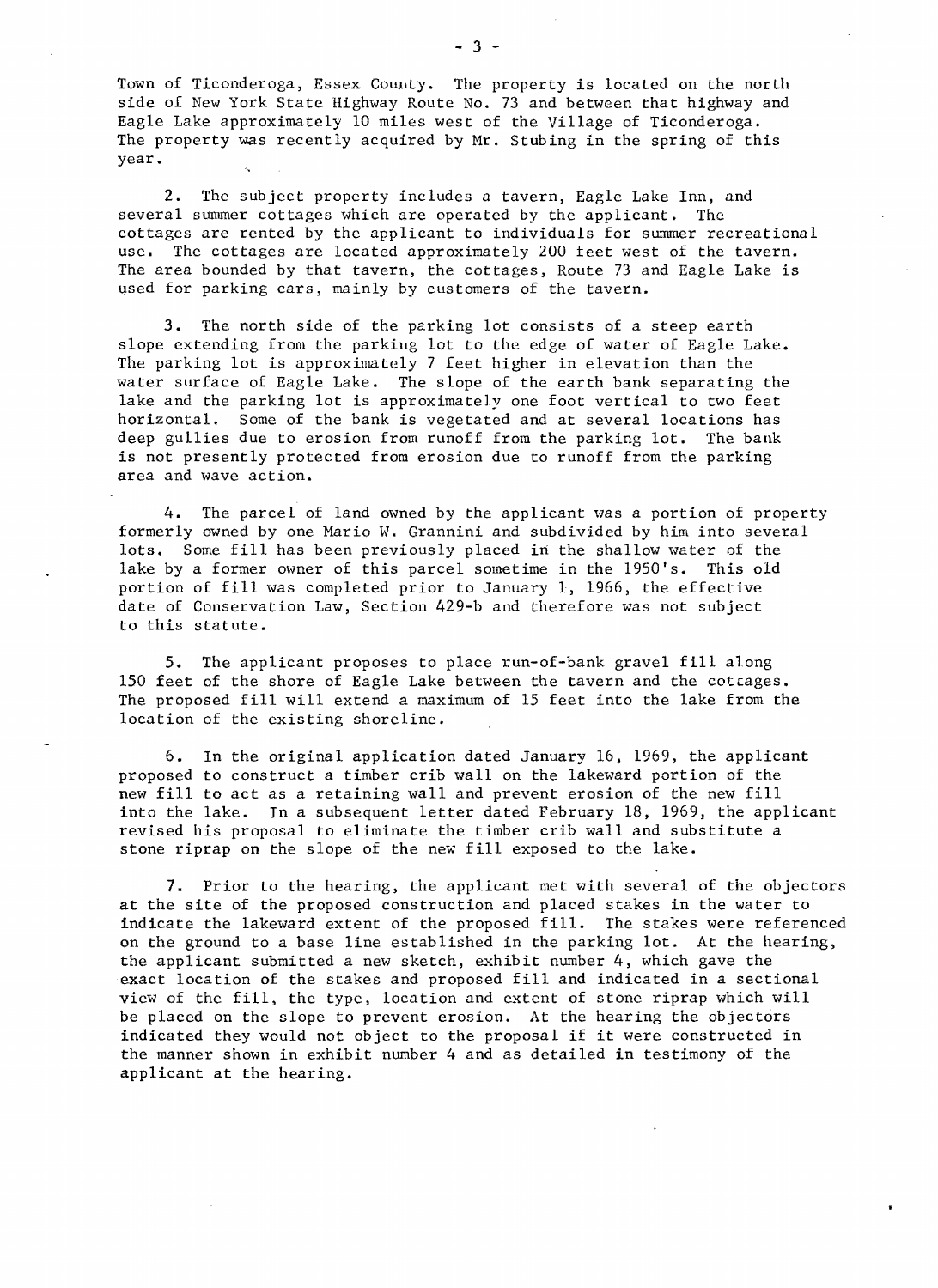Town of Ticonderoga, Essex County. The property is located on the north side of New York State Highway Route No. 73 and between that highway and Eagle Lake approximately 10 miles west of the Village of Ticonderoga. The property was recently acquired by Mr. Stubing in the spring of this year.

2. The subject property includes a tavern, Eagle Lake Inn, and several summer cottages which are operated by the applicant. The cottages are rented by the applicant to individuals for summer recreational use. The cottages are located approximately 200 feet west of the tavern. The area bounded by that tavern, the cottages, Route 73 and Eagle Lake is used for parking cars, mainly by customers of the tavern.

3. The north side of the parking lot consists of a steep earth slope extending from the parking lot to the edge of water of Eagle Lake. The parking lot is approximately 7 feet higher in elevation than the water surface of Eagle Lake. The slope of the earth bank separating the lake and the parking lot is approximately one foot vertical to two feet horizontal. Some of the bank is vegetated and at several locations has deep gullies due to erosion from runoff from the parking lot. The bank is not presently protected from erosion due to runoff from the parking area and wave action.

4. The parcel of land owned by the applicant was a portion of property formerly owned by one Mario W. Grannini and subdivided by him into several lots. Some fill has been previously placed in the shallow water of the lake by a former owner of this parcel sometime in the 1950's. This old portion of fill was completed prior to January 1, 1966, the effective date of Conservation Law, Section 429-b and therefore was not subject to this statute.

5. The applicant proposes to place run-of-bank gravel fill along 150 feet of the shore of Eagle Lake between the tavern and the cottages. The proposed fill will extend a maximum of 15 feet into the lake from the location of the existing shoreline.

6. In the original application dated January 16, 1969, the applicant proposed to construct a timber crib wall on the lakeward portion of the new fill to act as a retaining wall and prevent erosion of the new fill into the lake. In a subsequent letter dated February 18, 1969, the applicant revised his proposal to eliminate the timber crib wall and substitute a stone riprap on the slope of the new fill exposed to the lake.

7. Prior to the hearing, the applicant met with several of the objectors at the site of the proposed construction and placed stakes in the water to indicate the lakeward extent of the proposed fill. The stakes were referenced on the ground to a base line established in the parking lot. At the hearing, the applicant submitted a new sketch, exhibit number 4, which gave the exact location of the stakes and proposed fill and indicated in a sectional view of the fill, the type, location and extent of stone riprap which will be placed on the slope to prevent erosion. At the hearing the objectors indicated they would not object to the proposal if it were constructed in the manner shown in exhibit number 4 and as detailed in testimony of the applicant at the hearing.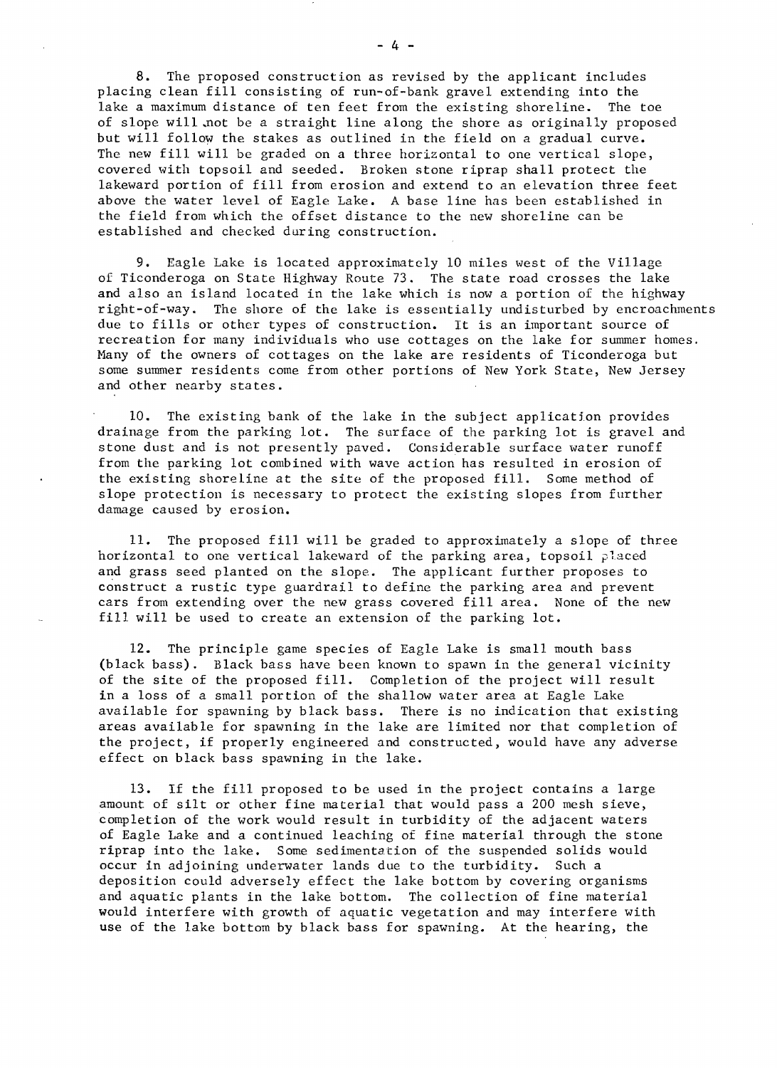8. The proposed construction as revised by the applicant includes placing clean fill consisting of run-of-bank gravel extending into the lake a maximum distance of ten feet from the existing shoreline. The toe of slope will not be a straight line along the shore as originally proposed but will follow the stakes as outlined in the field on a gradual curve. The new fill will be graded on a three horizontal to one vertical slope, covered with topsoil and seeded. Broken stone riprap shall protect the lakeward portion of fill from erosion and extend to an elevation three feet above the water level of Eagle Lake. A base line has been established in the field from which the offset distance to the new shoreline can be established and checked during construction.

9. Eagle Lake is located approximately 10 miles west of the Village of Ticonderoga on State Highway Route 73. The state road crosses the lake and also an island located in the lake which is now a portion of the highway right-of-way. The shore of the lake is essentially undisturbed by encroachments due to fills or other types of construction. It is an important source of recreation for many individuals who use cottages on the lake for summer homes. Many of the owners of cottages on the lake are residents of Ticonderoga but some summer residents come from other portions of New York State, New Jersey and other nearby states.

10. The existing bank of the lake in the subject application provides drainage from the parking lot. The surface of the parking lot is gravel and stone dust and is not presently paved. Considerable surface water runoff from the parking lot combined with wave action has resulted in erosion of the existing shoreline at the site of the proposed fill. Some method of slope protection is necessary to protect the existing slopes from further damage caused by erosion.

11. The proposed fill will be graded to approximately a slope of three horizontal to one vertical lakeward of the parking area, topsoil placed and grass seed planted on the slope. The applicant further proposes to construct a rustic type guardrail to define the parking area and prevent cars from extending over the new grass covered fill area. None of the new fill will be used to create an extension of the parking lot.

12. The principle game species of Eagle Lake is small mouth bass (black bass). Black bass have been known to spawn in the general vicinity of the site of the proposed fill. Completion of the project will result in a loss of a small portion of the shallow water area at Eagle Lake available for spawning by black bass. There is no indication that existing areas available for spawning in the lake are limited nor that completion of the project, if properly engineered and constructed, would have any adverse effect on black bass spawning in the lake.

13. If the fill proposed to be used in the project contains a large amount of silt or other fine material that would pass a 200 mesh sieve, completion of the work would result in turbidity of the adjacent waters of Eagle Lake and a continued leaching of fine material through the stone riprap into the lake. Some sedimentation of the suspended solids would occur in adjoining underwater lands due to the turbidity. Such a deposition could adversely effect the lake bottom by covering organisms and aquatic plants in the lake bottom. The collection of fine material would interfere with growth of aquatic vegetation and may interfere with use of the lake bottom by black bass for spawning. At the hearing, the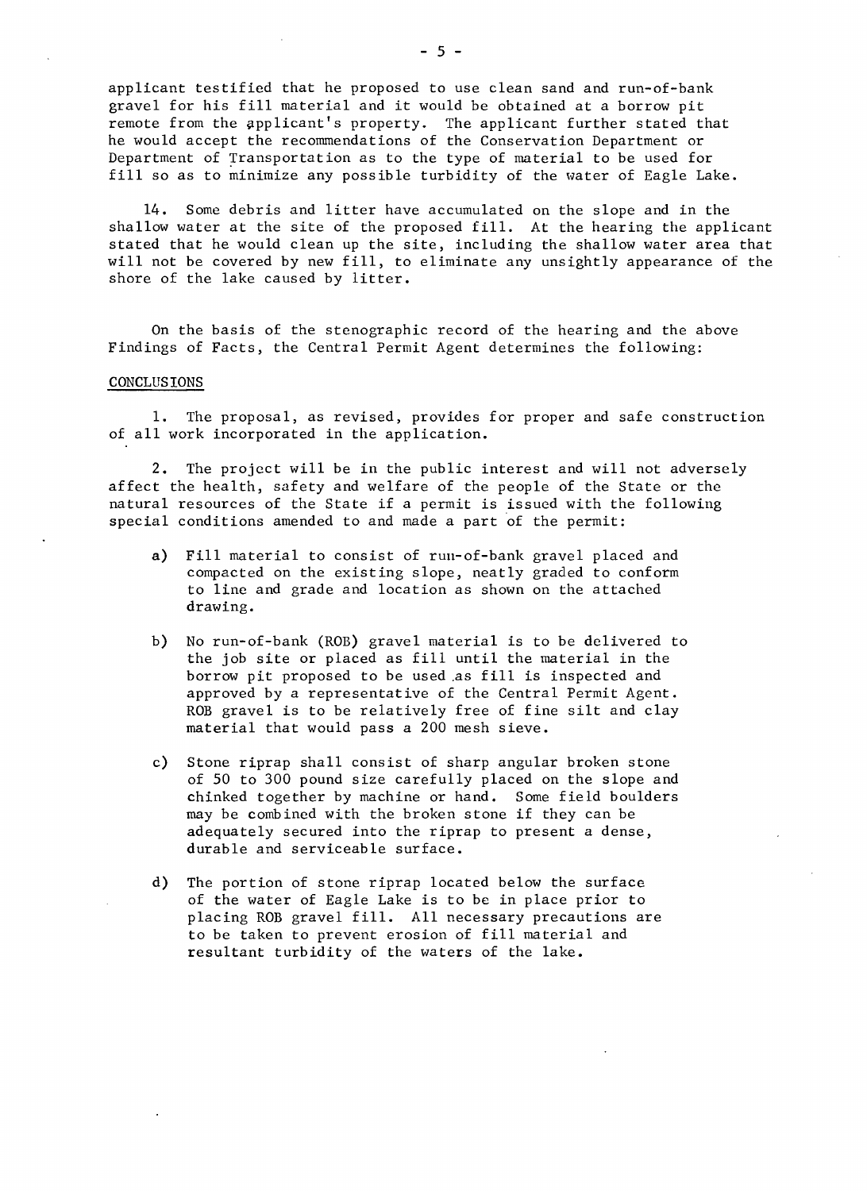applicant testified that he proposed to use clean sand and run-of-bank gravel for his fill material and it would be obtained at a borrow pit remote from the applicant's property. The applicant further stated that he would accept the recommendations of the Conservation Department or Department of Transportation as to the type of material to be used for fill so as to minimize any possible turbidity of the water of Eagle Lake.

14. Some debris and litter have accumulated on the slope and in the shallow water at the site of the proposed fill. At the hearing the applicant stated that he would clean up the site, including the shallow water area that will not be covered by new fill, to eliminate any unsightly appearance of the shore of the lake caused by litter.

On the basis of the stenographic record of the hearing and the above Findings of Facts, the Central Permit Agent determines the following:

## CONCLUSIONS

1. The proposal, as revised, provides for proper and safe construction of all work incorporated in the application.

2. The project will be in the public interest and will not adversely affect the health, safety and welfare of the people of the State or the natural resources of the State if a permit is issued with the following special conditions amended to and made a part of the permit:

   a) Fill material to consist of run-of-bank gravel placed and compacted on the existing slope, neatly graded to conform to line and grade and location as shown on the attached drawing.

   b) No run-of-bank (ROB) gravel material is to be delivered to the job site or placed as fill until the material in the borrow pit proposed to be used as fill is inspected and approved by a representative of the Central Permit Agent. ROB gravel is to be relatively free of fine silt and clay material that would pass a 200 mesh sieve.

   c) Stone riprap shall consist of sharp angular broken stone of 50 to 300 pound size carefully placed on the slope and chinked together by machine or hand. Some field boulders may be combined with the broken stone if they can be adequately secured into the riprap to present a dense, durable and serviceable surface.

   d) The portion of stone riprap located below the surface of the water of Eagle Lake is to be in place prior to placing ROB gravel fill. All necessary precautions are to be taken to prevent erosion of fill material and resultant turbidity of the waters of the lake.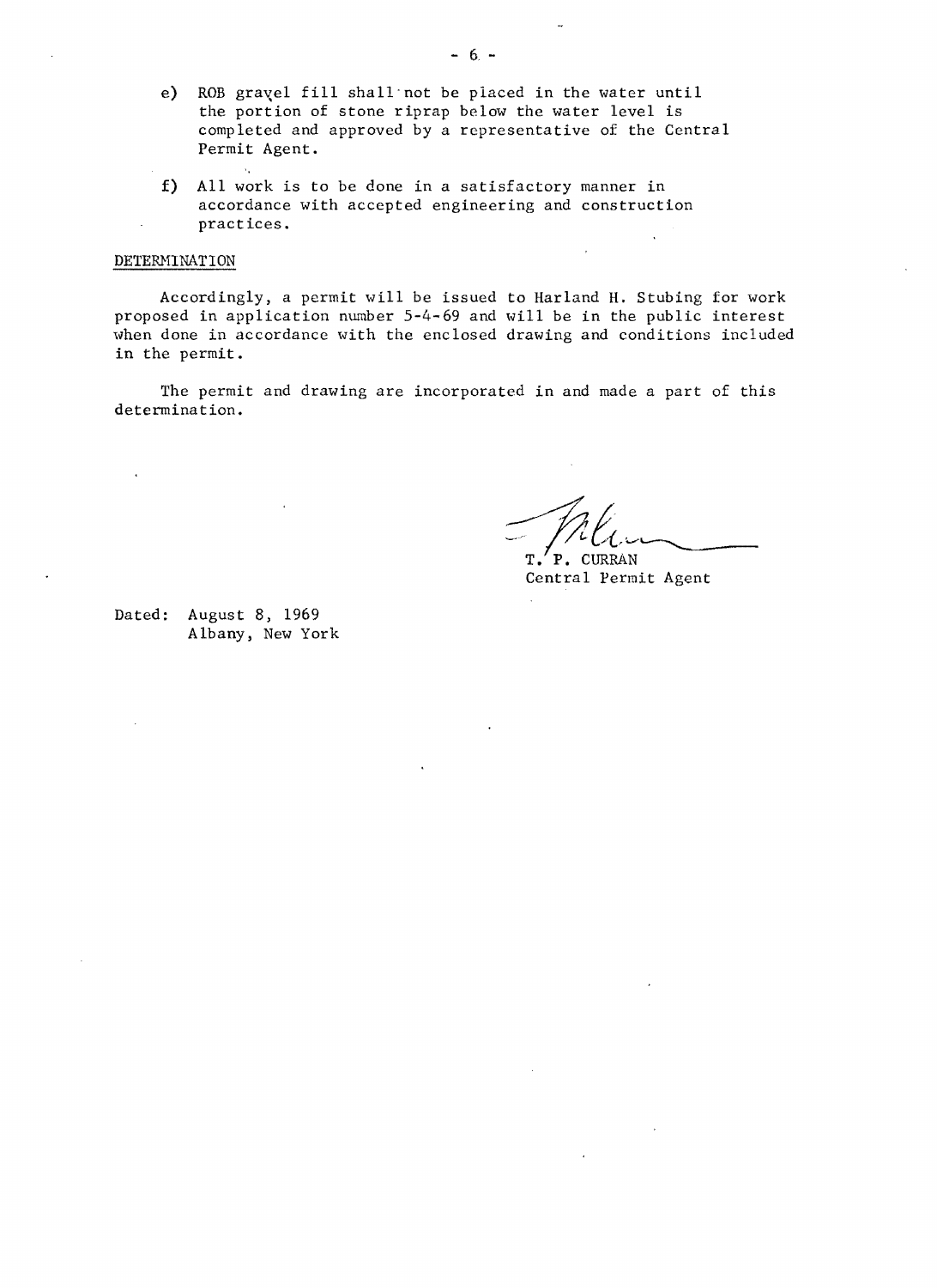e) ROB gravel fill shall not be placed in the water until the portion of stone riprap below the water level is completed and approved by a representative of the Central Permit Agent.

f) All work is to be done in a satisfactory manner in accordance with accepted engineering and construction practices.

DETERMINATION

Accordingly, a permit will be issued to Harland H. Stubing for work proposed in application number 5-4-69 and will be in the public interest when done in accordance with the enclosed drawing and conditions included in the permit.

The permit and drawing are incorporated in and made a part of this determination.

T. P. CURRAN
Central Permit Agent

Dated: August 8, 1969
Albany, New York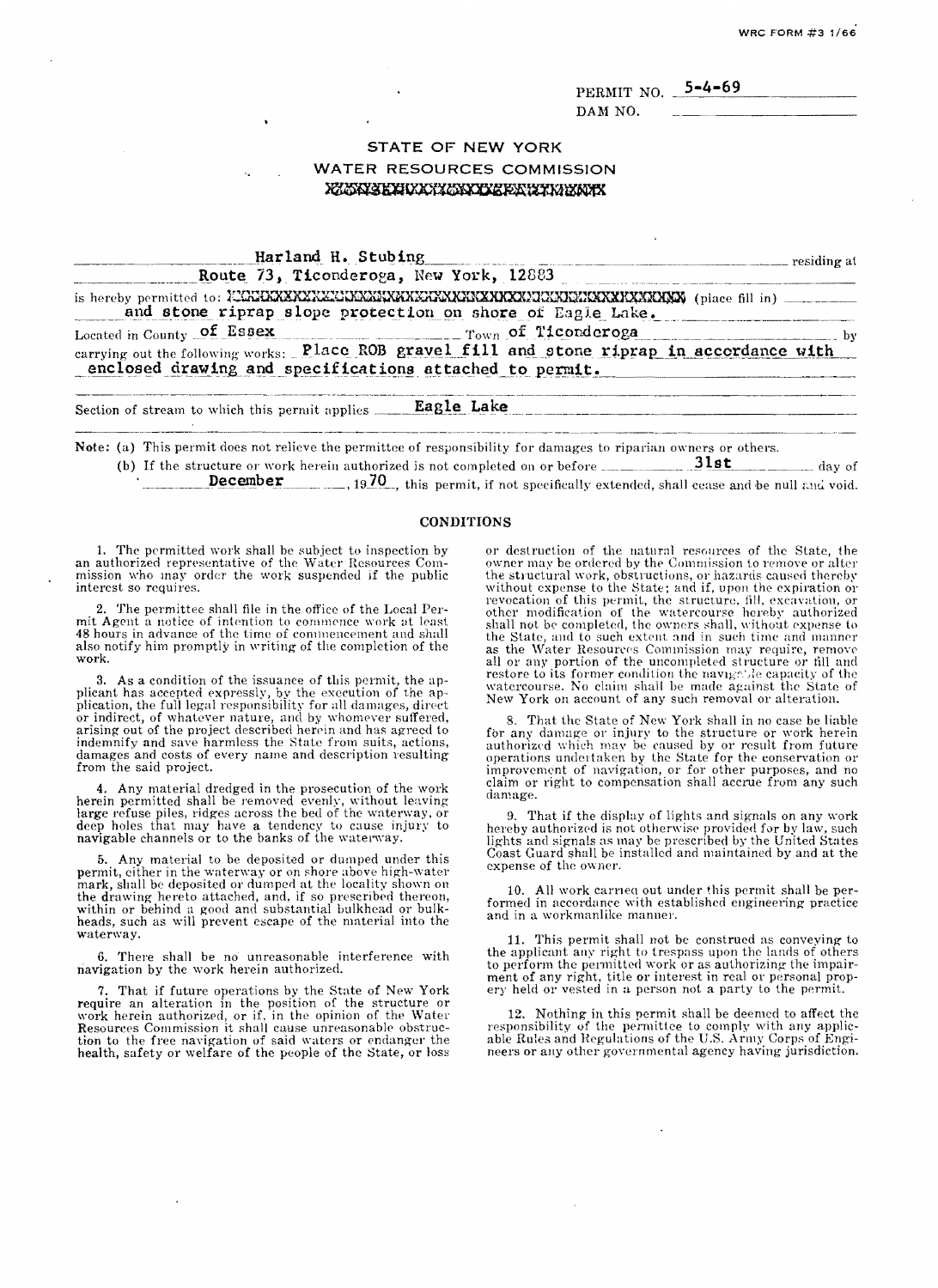WRC FORM #3 1/66

PERMIT NO. 5-4-69

DAM NO. \_\_\_\_\_\_\_\_\_\_

# STATE OF NEW YORK
## WATER RESOURCES COMMISSION

XXXXXXXXXXXXXXXXXXXXXXXXX

Harland H. Stubing residing at Route 73, Ticonderoga, New York, 12883

is hereby permitted to: XXXXXXXXXXXXXXXXXXXXXXXXXXXXXXXXXXXXXXXXXXXXXXXXXX (place fill in) and stone riprap slope protection on shore of Eagle Lake.

Located in County of Essex Town of Ticonderoga by carrying out the following works: Place ROB gravel fill and stone riprap in accordance with enclosed drawing and specifications attached to permit.

Section of stream to which this permit applies Eagle Lake

Note: (a) This permit does not relieve the permittee of responsibility for damages to riparian owners or others.

(b) If the structure or work herein authorized is not completed on or before 31st day of December, 1970, this permit, if not specifically extended, shall cease and be null and void.

## CONDITIONS

1. The permitted work shall be subject to inspection by an authorized representative of the Water Resources Commission who may order the work suspended if the public interest so requires.

2. The permittee shall file in the office of the Local Permit Agent a notice of intention to commence work at least 48 hours in advance of the time of commencement and shall also notify him promptly in writing of the completion of the work.

3. As a condition of the issuance of this permit, the applicant has accepted expressly, by the execution of the application, the full legal responsibility for all damages, direct or indirect, of whatever nature, and by whomever suffered, arising out of the project described herein and has agreed to indemnify and save harmless the State from suits, actions, damages and costs of every name and description resulting from the said project.

4. Any material dredged in the prosecution of the work herein permitted shall be removed evenly, without leaving large refuse piles, ridges across the bed of the waterway, or deep holes that may have a tendency to cause injury to navigable channels or to the banks of the waterway.

5. Any material to be deposited or dumped under this permit, either in the waterway or on shore above high-water mark, shall be deposited or dumped at the locality shown on the drawing hereto attached, and, if so prescribed thereon, within or behind a good and substantial bulkhead or bulkheads, such as will prevent escape of the material into the waterway.

6. There shall be no unreasonable interference with navigation by the work herein authorized.

7. That if future operations by the State of New York require an alteration in the position of the structure or work herein authorized, or if, in the opinion of the Water Resources Commission it shall cause unreasonable obstruction to the free navigation of said waters or endanger the health, safety or welfare of the people of the State, or loss or destruction of the natural resources of the State, the owner may be ordered by the Commission to remove or alter the structural work, obstructions, or hazards caused thereby without expense to the State; and if, upon the expiration or revocation of this permit, the structure, fill, excavation, or other modification of the watercourse hereby authorized shall not be completed, the owners shall, without expense to the State, and to such extent and in such time and manner as the Water Resources Commission may require, remove all or any portion of the uncompleted structure or fill and restore to its former condition the navigable capacity of the watercourse. No claim shall be made against the State of New York on account of any such removal or alteration.

8. That the State of New York shall in no case be liable for any damage or injury to the structure or work herein authorized which may be caused by or result from future operations undertaken by the State for the conservation or improvement of navigation, or for other purposes, and no claim or right to compensation shall accrue from any such damage.

9. That if the display of lights and signals on any work hereby authorized is not otherwise provided for by law, such lights and signals as may be prescribed by the United States Coast Guard shall be installed and maintained by and at the expense of the owner.

10. All work carried out under this permit shall be performed in accordance with established engineering practice and in a workmanlike manner.

11. This permit shall not be construed as conveying to the applicant any right to trespass upon the lands of others to perform the permitted work or as authorizing the impairment of any right, title or interest in real or personal property held or vested in a person not a party to the permit.

12. Nothing in this permit shall be deemed to affect the responsibility of the permittee to comply with any applicable Rules and Regulations of the U.S. Army Corps of Engineers or any other governmental agency having jurisdiction.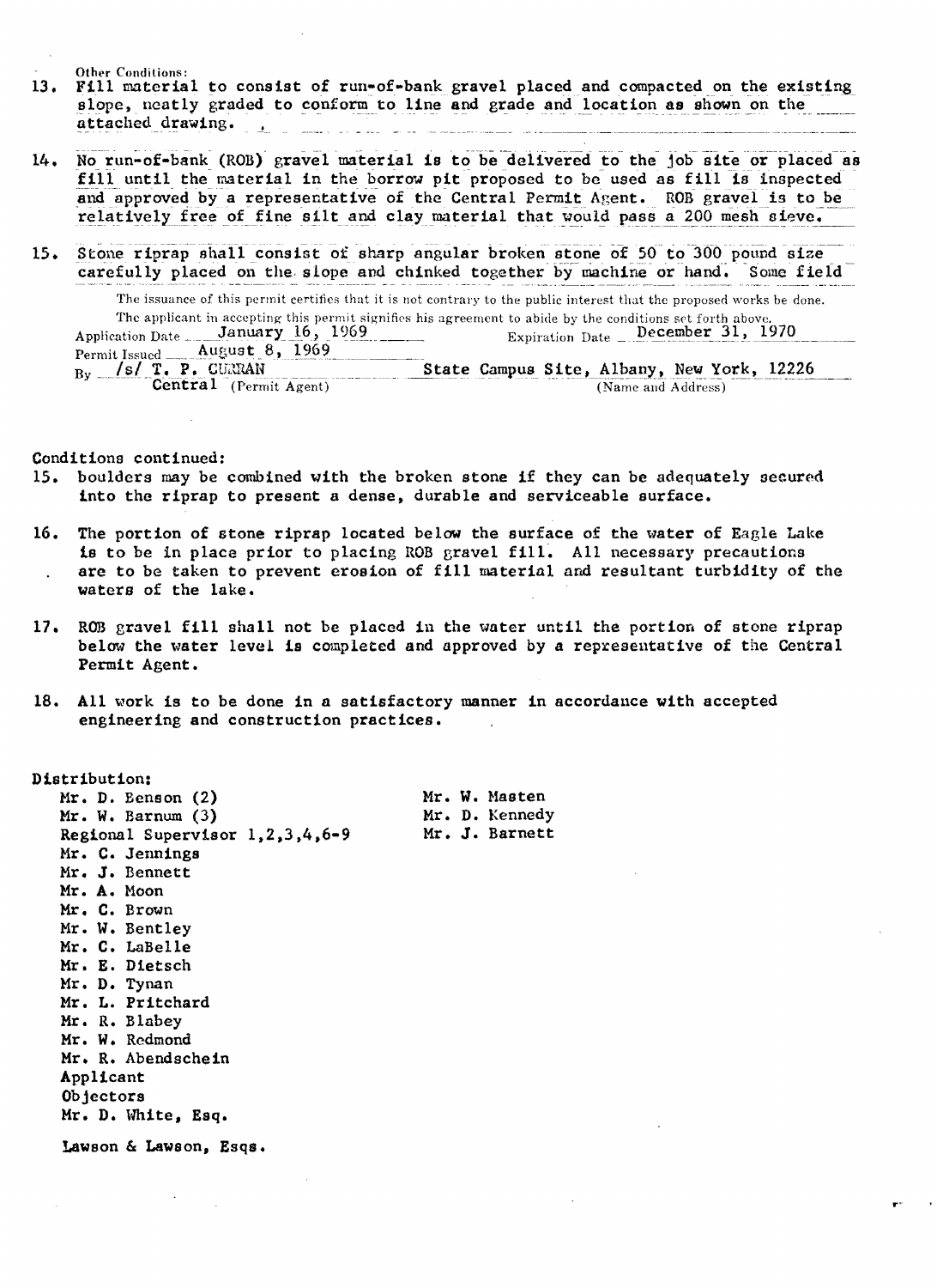Other Conditions:

13. Fill material to consist of run-of-bank gravel placed and compacted on the existing slope, neatly graded to conform to line and grade and location as shown on the attached drawing.

14. No run-of-bank (ROB) gravel material is to be delivered to the job site or placed as fill until the material in the borrow pit proposed to be used as fill is inspected and approved by a representative of the Central Permit Agent. ROB gravel is to be relatively free of fine silt and clay material that would pass a 200 mesh sieve.

15. Stone riprap shall consist of sharp angular broken stone of 50 to 300 pound size carefully placed on the slope and chinked together by machine or hand. Some field

The issuance of this permit certifies that it is not contrary to the public interest that the proposed works be done.
The applicant in accepting this permit signifies his agreement to abide by the conditions set forth above.

Application Date January 16, 1969 Expiration Date December 31, 1970

Permit Issued August 8, 1969

By /s/ T. P. CURRAN State Campus Site, Albany, New York, 12226

Central (Permit Agent) (Name and Address)

Conditions continued:

15. boulders may be combined with the broken stone if they can be adequately secured into the riprap to present a dense, durable and serviceable surface.

16. The portion of stone riprap located below the surface of the water of Eagle Lake is to be in place prior to placing ROB gravel fill. All necessary precautions are to be taken to prevent erosion of fill material and resultant turbidity of the waters of the lake.

17. ROB gravel fill shall not be placed in the water until the portion of stone riprap below the water level is completed and approved by a representative of the Central Permit Agent.

18. All work is to be done in a satisfactory manner in accordance with accepted engineering and construction practices.

Distribution:

Mr. D. Benson (2)
Mr. W. Barnum (3)
Regional Supervisor 1,2,3,4,6-9
Mr. C. Jennings
Mr. J. Bennett
Mr. A. Moon
Mr. C. Brown
Mr. W. Bentley
Mr. C. LaBelle
Mr. E. Dietsch
Mr. D. Tynan
Mr. L. Pritchard
Mr. R. Blabey
Mr. W. Redmond
Mr. R. Abendschein
Applicant
Objectors
Mr. D. White, Esq.
Mr. W. Masten
Mr. D. Kennedy
Mr. J. Barnett

Lawson & Lawson, Esqs.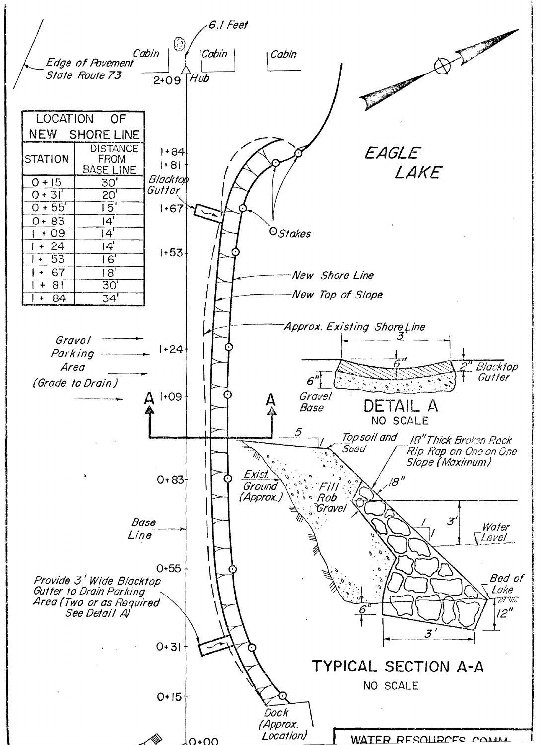| LOCATION OF NEW SHORE LINE | |
|---|---|
| STATION | DISTANCE FROM BASE LINE |
| 0 + 15 | 30' |
| 0 + 31 | 20' |
| 0 + 55 | 15' |
| 0 + 83 | 14' |
| 1 + 09 | 14' |
| 1 + 24 | 14' |
| 1 + 53 | 16' |
| 1 + 67 | 18' |
| 1 + 81 | 30' |
| 1 + 84 | 34' |

6.1 Feet

Cabin

Cabin

Cabin

Edge of Pavement State Route 73

2+09 Hub

EAGLE LAKE

1+84

1+81

Blacktop Gutter

1+67

Stakes

1+53

New Shore Line

New Top of Slope

Approx. Existing Shore Line

Gravel Parking Area (Grade to Drain)

1+24

1+09

A A

3'

6"

2" Blacktop Gutter

6"

Gravel Base

## DETAIL A

NO SCALE

5

1

Topsoil and Seed

18" Thick Broken Rock Rip Rap on One on One Slope (Maximum)

Exist. Ground (Approx.)

Fill Rob Gravel

18"

0+83

3'

1

1

Water Level

Base Line

0+55

Bed of Lake

Provide 3' Wide Blacktop Gutter to Drain Parking Area (Two or as Required See Detail A)

6"

12"

3'

0+31

## TYPICAL SECTION A-A

NO SCALE

0+15

Dock (Approx. Location)

0+00

WATER RESOURCES COMM...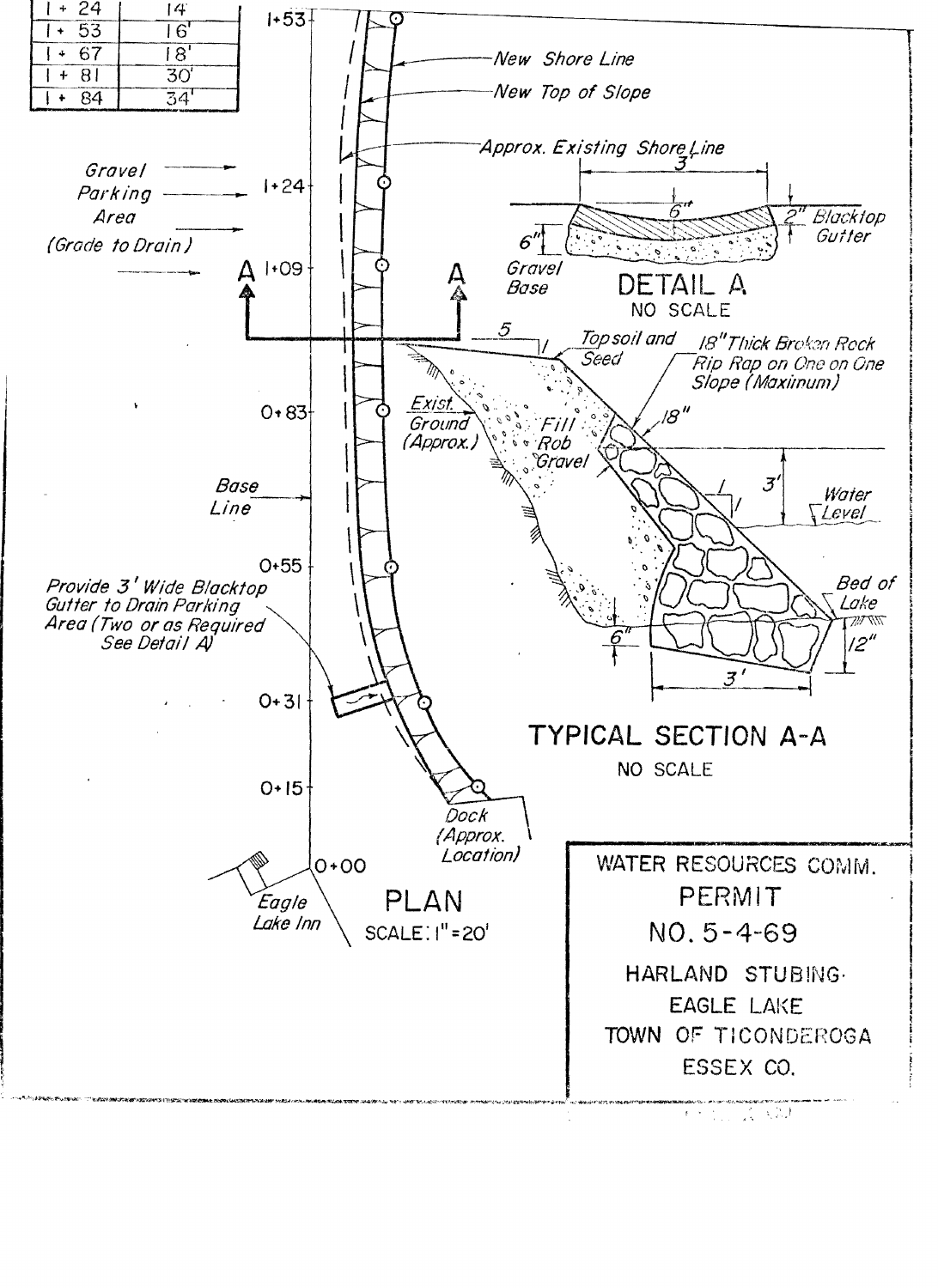| | |
|---|---|
| 1 + 24 | 14' |
| 1 + 53 | 16' |
| 1 + 67 | 18' |
| 1 + 81 | 30' |
| 1 + 84 | 34' |

New Shore Line

New Top of Slope

Approx. Existing Shore Line

Gravel Parking Area (Grade to Drain)

1+53

1+24

1+09

0+83

0+55

0+31

0+15

0+00

A A

Base Line

Provide 3' Wide Blacktop Gutter to Drain Parking Area (Two or as Required See Detail A)

Dock (Approx. Location)

Eagle Lake Inn

PLAN

SCALE: 1"=20'

3'

6"

6"

2" Blacktop Gutter

Gravel Base

DETAIL A

NO SCALE

5

1

Topsoil and Seed

18" Thick Broken Rock Rip Rap on One on One Slope (Maximum)

Exist. Ground (Approx.)

Fill Rob Gravel

18"

3'

1

1

Water Level

Bed of Lake

6"

12"

3'

TYPICAL SECTION A-A

NO SCALE

WATER RESOURCES COMM.

PERMIT

NO. 5-4-69

HARLAND STUBING

EAGLE LAKE

TOWN OF TICONDEROGA

ESSEX CO.